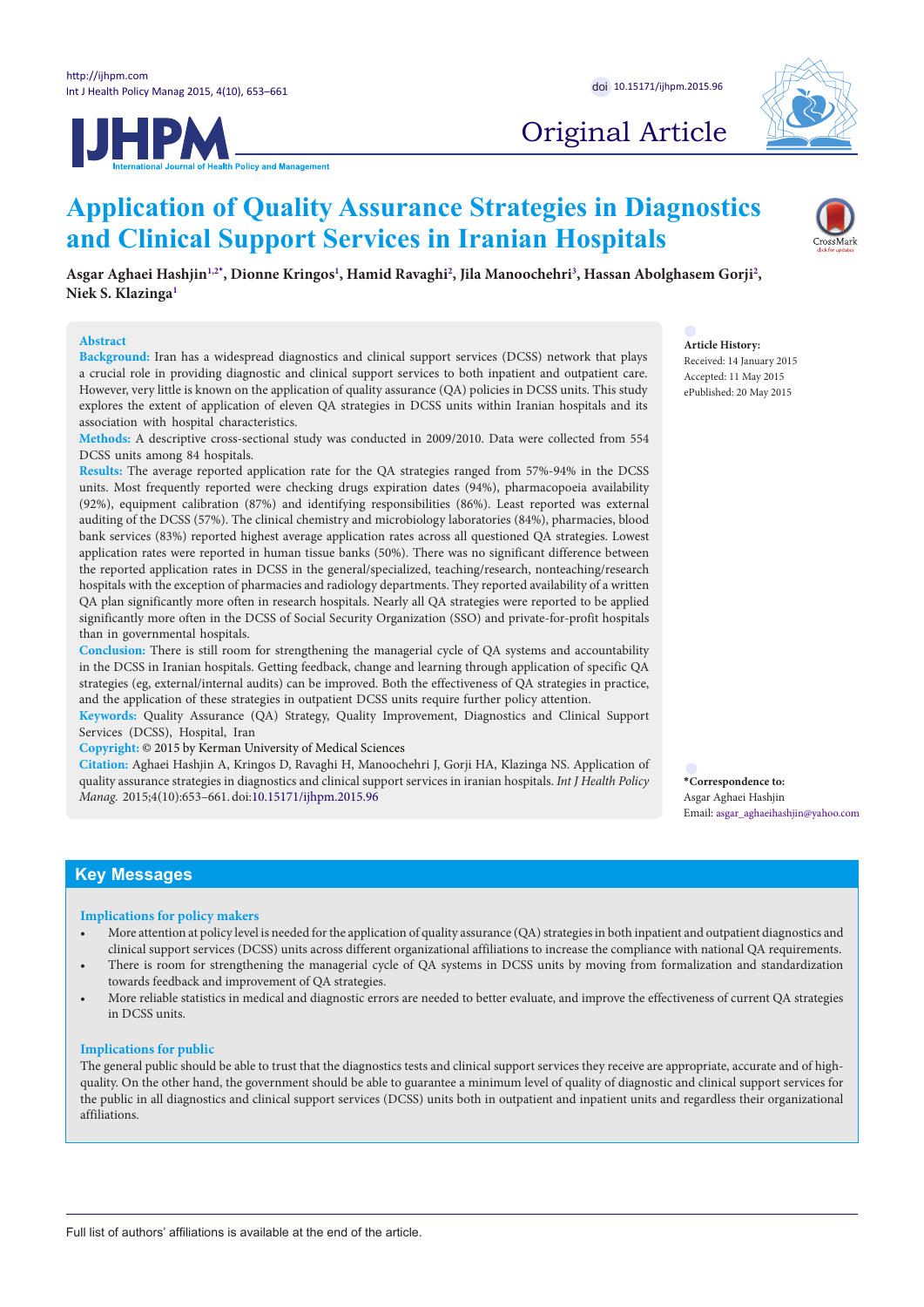Original Article

# Application of Quality Assurance Strategies in Diagnostics and Clinical Support Services in Iranian Hospitals

**Asgar Aghaei Hashjin[1,2*], Dionne Kringos[1], Hamid Ravaghi[2], Jila Manoochehri[3], Hassan Abolghasem Gorji[2], Niek S. Klazinga[1]**

## Abstract

**Background:** Iran has a widespread diagnostics and clinical support services (DCSS) network that plays a crucial role in providing diagnostic and clinical support services to both inpatient and outpatient care. However, very little is known on the application of quality assurance (QA) policies in DCSS units. This study explores the extent of application of eleven QA strategies in DCSS units within Iranian hospitals and its association with hospital characteristics.

**Methods:** A descriptive cross-sectional study was conducted in 2009/2010. Data were collected from 554 DCSS units among 84 hospitals.

**Results:** The average reported application rate for the QA strategies ranged from 57%-94% in the DCSS units. Most frequently reported were checking drugs expiration dates (94%), pharmacopoeia availability (92%), equipment calibration (87%) and identifying responsibilities (86%). Least reported was external auditing of the DCSS (57%). The clinical chemistry and microbiology laboratories (84%), pharmacies, blood bank services (83%) reported highest average application rates across all questioned QA strategies. Lowest application rates were reported in human tissue banks (50%). There was no significant difference between the reported application rates in DCSS in the general/specialized, teaching/research, nonteaching/research hospitals with the exception of pharmacies and radiology departments. They reported availability of a written QA plan significantly more often in research hospitals. Nearly all QA strategies were reported to be applied significantly more often in the DCSS of Social Security Organization (SSO) and private-for-profit hospitals than in governmental hospitals.

**Conclusion:** There is still room for strengthening the managerial cycle of QA systems and accountability in the DCSS in Iranian hospitals. Getting feedback, change and learning through application of specific QA strategies (eg, external/internal audits) can be improved. Both the effectiveness of QA strategies in practice, and the application of these strategies in outpatient DCSS units require further policy attention.

**Keywords:** Quality Assurance (QA) Strategy, Quality Improvement, Diagnostics and Clinical Support Services (DCSS), Hospital, Iran

**Copyright:** © 2015 by Kerman University of Medical Sciences

**Citation:** Aghaei Hashjin A, Kringos D, Ravaghi H, Manoochehri J, Gorji HA, Klazinga NS. Application of quality assurance strategies in diagnostics and clinical support services in iranian hospitals. *Int J Health Policy Manag.* 2015;4(10):653–661. doi:10.15171/ijhpm.2015.96

**Article History:**
Received: 14 January 2015
Accepted: 11 May 2015
ePublished: 20 May 2015

**\*Correspondence to:**
Asgar Aghaei Hashjin
Email: asgar_aghaeihashjin@yahoo.com

## Key Messages

### Implications for policy makers

- More attention at policy level is needed for the application of quality assurance (QA) strategies in both inpatient and outpatient diagnostics and clinical support services (DCSS) units across different organizational affiliations to increase the compliance with national QA requirements.
- There is room for strengthening the managerial cycle of QA systems in DCSS units by moving from formalization and standardization towards feedback and improvement of QA strategies.
- More reliable statistics in medical and diagnostic errors are needed to better evaluate, and improve the effectiveness of current QA strategies in DCSS units.

### Implications for public

The general public should be able to trust that the diagnostics tests and clinical support services they receive are appropriate, accurate and of high-quality. On the other hand, the government should be able to guarantee a minimum level of quality of diagnostic and clinical support services for the public in all diagnostics and clinical support services (DCSS) units both in outpatient and inpatient units and regardless their organizational affiliations.

Full list of authors' affiliations is available at the end of the article.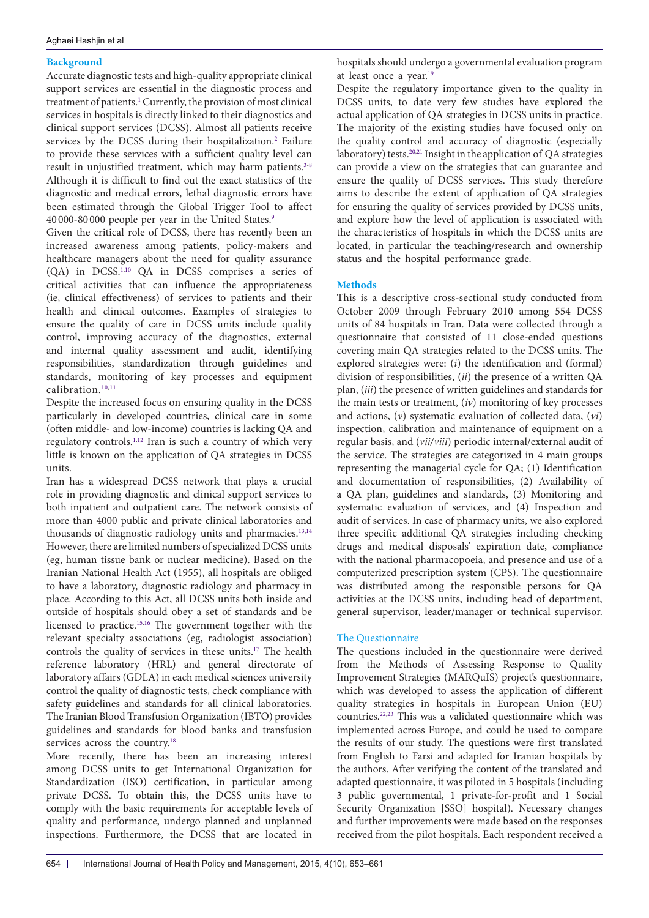## Background

Accurate diagnostic tests and high-quality appropriate clinical support services are essential in the diagnostic process and treatment of patients.[1] Currently, the provision of most clinical services in hospitals is directly linked to their diagnostics and clinical support services (DCSS). Almost all patients receive services by the DCSS during their hospitalization.[2] Failure to provide these services with a sufficient quality level can result in unjustified treatment, which may harm patients.[3-8] Although it is difficult to find out the exact statistics of the diagnostic and medical errors, lethal diagnostic errors have been estimated through the Global Trigger Tool to affect 40 000-80 000 people per year in the United States.[9]

Given the critical role of DCSS, there has recently been an increased awareness among patients, policy-makers and healthcare managers about the need for quality assurance (QA) in DCSS.[1,10] QA in DCSS comprises a series of critical activities that can influence the appropriateness (ie, clinical effectiveness) of services to patients and their health and clinical outcomes. Examples of strategies to ensure the quality of care in DCSS units include quality control, improving accuracy of the diagnostics, external and internal quality assessment and audit, identifying responsibilities, standardization through guidelines and standards, monitoring of key processes and equipment calibration.[10,11]

Despite the increased focus on ensuring quality in the DCSS particularly in developed countries, clinical care in some (often middle- and low-income) countries is lacking QA and regulatory controls.[1,12] Iran is such a country of which very little is known on the application of QA strategies in DCSS units.

Iran has a widespread DCSS network that plays a crucial role in providing diagnostic and clinical support services to both inpatient and outpatient care. The network consists of more than 4000 public and private clinical laboratories and thousands of diagnostic radiology units and pharmacies.[13,14] However, there are limited numbers of specialized DCSS units (eg, human tissue bank or nuclear medicine). Based on the Iranian National Health Act (1955), all hospitals are obliged to have a laboratory, diagnostic radiology and pharmacy in place. According to this Act, all DCSS units both inside and outside of hospitals should obey a set of standards and be licensed to practice.[15,16] The government together with the relevant specialty associations (eg, radiologist association) controls the quality of services in these units.[17] The health reference laboratory (HRL) and general directorate of laboratory affairs (GDLA) in each medical sciences university control the quality of diagnostic tests, check compliance with safety guidelines and standards for all clinical laboratories. The Iranian Blood Transfusion Organization (IBTO) provides guidelines and standards for blood banks and transfusion services across the country.[18]

More recently, there has been an increasing interest among DCSS units to get International Organization for Standardization (ISO) certification, in particular among private DCSS. To obtain this, the DCSS units have to comply with the basic requirements for acceptable levels of quality and performance, undergo planned and unplanned inspections. Furthermore, the DCSS that are located in hospitals should undergo a governmental evaluation program at least once a year.[19]

Despite the regulatory importance given to the quality in DCSS units, to date very few studies have explored the actual application of QA strategies in DCSS units in practice. The majority of the existing studies have focused only on the quality control and accuracy of diagnostic (especially laboratory) tests.[20,21] Insight in the application of QA strategies can provide a view on the strategies that can guarantee and ensure the quality of DCSS services. This study therefore aims to describe the extent of application of QA strategies for ensuring the quality of services provided by DCSS units, and explore how the level of application is associated with the characteristics of hospitals in which the DCSS units are located, in particular the teaching/research and ownership status and the hospital performance grade.

## Methods

This is a descriptive cross-sectional study conducted from October 2009 through February 2010 among 554 DCSS units of 84 hospitals in Iran. Data were collected through a questionnaire that consisted of 11 close-ended questions covering main QA strategies related to the DCSS units. The explored strategies were: (*i*) the identification and (formal) division of responsibilities, (*ii*) the presence of a written QA plan, (*iii*) the presence of written guidelines and standards for the main tests or treatment, (*iv*) monitoring of key processes and actions, (*v*) systematic evaluation of collected data, (*vi*) inspection, calibration and maintenance of equipment on a regular basis, and (*vii/viii*) periodic internal/external audit of the service. The strategies are categorized in 4 main groups representing the managerial cycle for QA; (1) Identification and documentation of responsibilities, (2) Availability of a QA plan, guidelines and standards, (3) Monitoring and systematic evaluation of services, and (4) Inspection and audit of services. In case of pharmacy units, we also explored three specific additional QA strategies including checking drugs and medical disposals' expiration date, compliance with the national pharmacopoeia, and presence and use of a computerized prescription system (CPS). The questionnaire was distributed among the responsible persons for QA activities at the DCSS units, including head of department, general supervisor, leader/manager or technical supervisor.

### The Questionnaire

The questions included in the questionnaire were derived from the Methods of Assessing Response to Quality Improvement Strategies (MARQuIS) project's questionnaire, which was developed to assess the application of different quality strategies in hospitals in European Union (EU) countries.[22,23] This was a validated questionnaire which was implemented across Europe, and could be used to compare the results of our study. The questions were first translated from English to Farsi and adapted for Iranian hospitals by the authors. After verifying the content of the translated and adapted questionnaire, it was piloted in 5 hospitals (including 3 public governmental, 1 private-for-profit and 1 Social Security Organization [SSO] hospital). Necessary changes and further improvements were made based on the responses received from the pilot hospitals. Each respondent received a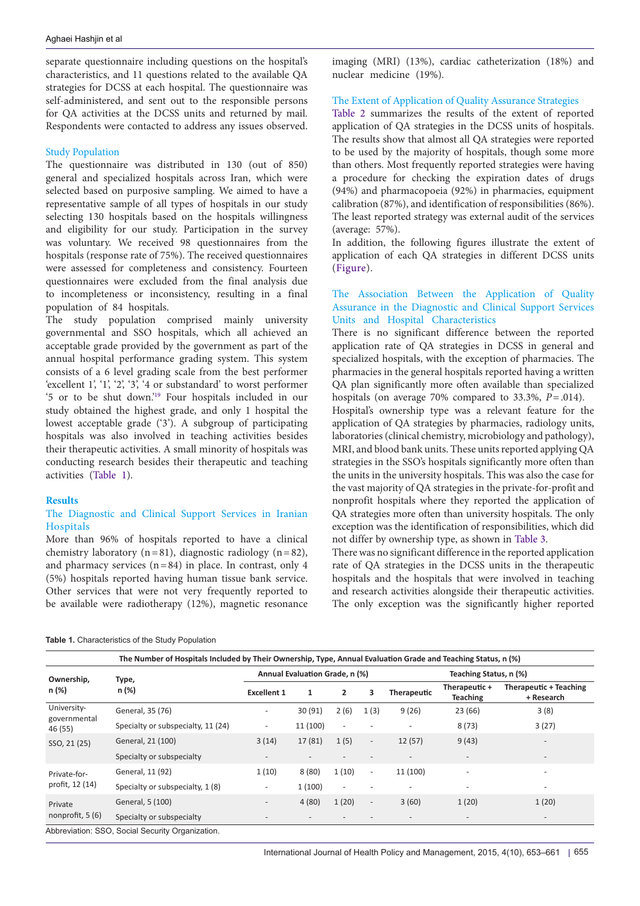separate questionnaire including questions on the hospital's characteristics, and 11 questions related to the available QA strategies for DCSS at each hospital. The questionnaire was self-administered, and sent out to the responsible persons for QA activities at the DCSS units and returned by mail. Respondents were contacted to address any issues observed.

### Study Population

The questionnaire was distributed in 130 (out of 850) general and specialized hospitals across Iran, which were selected based on purposive sampling. We aimed to have a representative sample of all types of hospitals in our study selecting 130 hospitals based on the hospitals willingness and eligibility for our study. Participation in the survey was voluntary. We received 98 questionnaires from the hospitals (response rate of 75%). The received questionnaires were assessed for completeness and consistency. Fourteen questionnaires were excluded from the final analysis due to incompleteness or inconsistency, resulting in a final population of 84 hospitals.

The study population comprised mainly university governmental and SSO hospitals, which all achieved an acceptable grade provided by the government as part of the annual hospital performance grading system. This system consists of a 6 level grading scale from the best performer 'excellent 1', '1', '2', '3', '4 or substandard' to worst performer '5 or to be shut down.'[19] Four hospitals included in our study obtained the highest grade, and only 1 hospital the lowest acceptable grade ('3'). A subgroup of participating hospitals was also involved in teaching activities besides their therapeutic activities. A small minority of hospitals was conducting research besides their therapeutic and teaching activities (Table 1).

## Results

### The Diagnostic and Clinical Support Services in Iranian Hospitals

More than 96% of hospitals reported to have a clinical chemistry laboratory (n = 81), diagnostic radiology (n = 82), and pharmacy services (n = 84) in place. In contrast, only 4 (5%) hospitals reported having human tissue bank service. Other services that were not very frequently reported to be available were radiotherapy (12%), magnetic resonance imaging (MRI) (13%), cardiac catheterization (18%) and nuclear medicine (19%).

### The Extent of Application of Quality Assurance Strategies

Table 2 summarizes the results of the extent of reported application of QA strategies in the DCSS units of hospitals. The results show that almost all QA strategies were reported to be used by the majority of hospitals, though some more than others. Most frequently reported strategies were having a procedure for checking the expiration dates of drugs (94%) and pharmacopoeia (92%) in pharmacies, equipment calibration (87%), and identification of responsibilities (86%). The least reported strategy was external audit of the services (average: 57%).

In addition, the following figures illustrate the extent of application of each QA strategies in different DCSS units (Figure).

### The Association Between the Application of Quality Assurance in the Diagnostic and Clinical Support Services Units and Hospital Characteristics

There is no significant difference between the reported application rate of QA strategies in DCSS in general and specialized hospitals, with the exception of pharmacies. The pharmacies in the general hospitals reported having a written QA plan significantly more often available than specialized hospitals (on average 70% compared to 33.3%, $P = .014$).

Hospital's ownership type was a relevant feature for the application of QA strategies by pharmacies, radiology units, laboratories (clinical chemistry, microbiology and pathology), MRI, and blood bank units. These units reported applying QA strategies in the SSO's hospitals significantly more often than the units in the university hospitals. This was also the case for the vast majority of QA strategies in the private-for-profit and nonprofit hospitals where they reported the application of QA strategies more often than university hospitals. The only exception was the identification of responsibilities, which did not differ by ownership type, as shown in Table 3.

There was no significant difference in the reported application rate of QA strategies in the DCSS units in the therapeutic hospitals and the hospitals that were involved in teaching and research activities alongside their therapeutic activities. The only exception was the significantly higher reported

**Table 1.** Characteristics of the Study Population

| The Number of Hospitals Included by Their Ownership, Type, Annual Evaluation Grade and Teaching Status, n (%) | | | | | | | | |
|---|---|---|---|---|---|---|---|---|
| Ownership, n (%) | Type, n (%) | Annual Evaluation Grade, n (%) | | | | Teaching Status, n (%) | | |
| | | Excellent 1 | 1 | 2 | 3 | Therapeutic | Therapeutic + Teaching | Therapeutic + Teaching + Research |
| University-governmental 46 (55) | General, 35 (76) | - | 30 (91) | 2 (6) | 1 (3) | 9 (26) | 23 (66) | 3 (8) |
| | Specialty or subspecialty, 11 (24) | - | 11 (100) | - | - | - | 8 (73) | 3 (27) |
| SSO, 21 (25) | General, 21 (100) | 3 (14) | 17 (81) | 1 (5) | - | 12 (57) | 9 (43) | - |
| | Specialty or subspecialty | - | - | - | - | - | - | - |
| Private-for-profit, 12 (14) | General, 11 (92) | 1 (10) | 8 (80) | 1 (10) | - | 11 (100) | - | - |
| | Specialty or subspecialty, 1 (8) | - | 1 (100) | - | - | - | - | - |
| Private nonprofit, 5 (6) | General, 5 (100) | - | 4 (80) | 1 (20) | - | 3 (60) | 1 (20) | 1 (20) |
| | Specialty or subspecialty | - | - | - | - | - | - | - |

Abbreviation: SSO, Social Security Organization.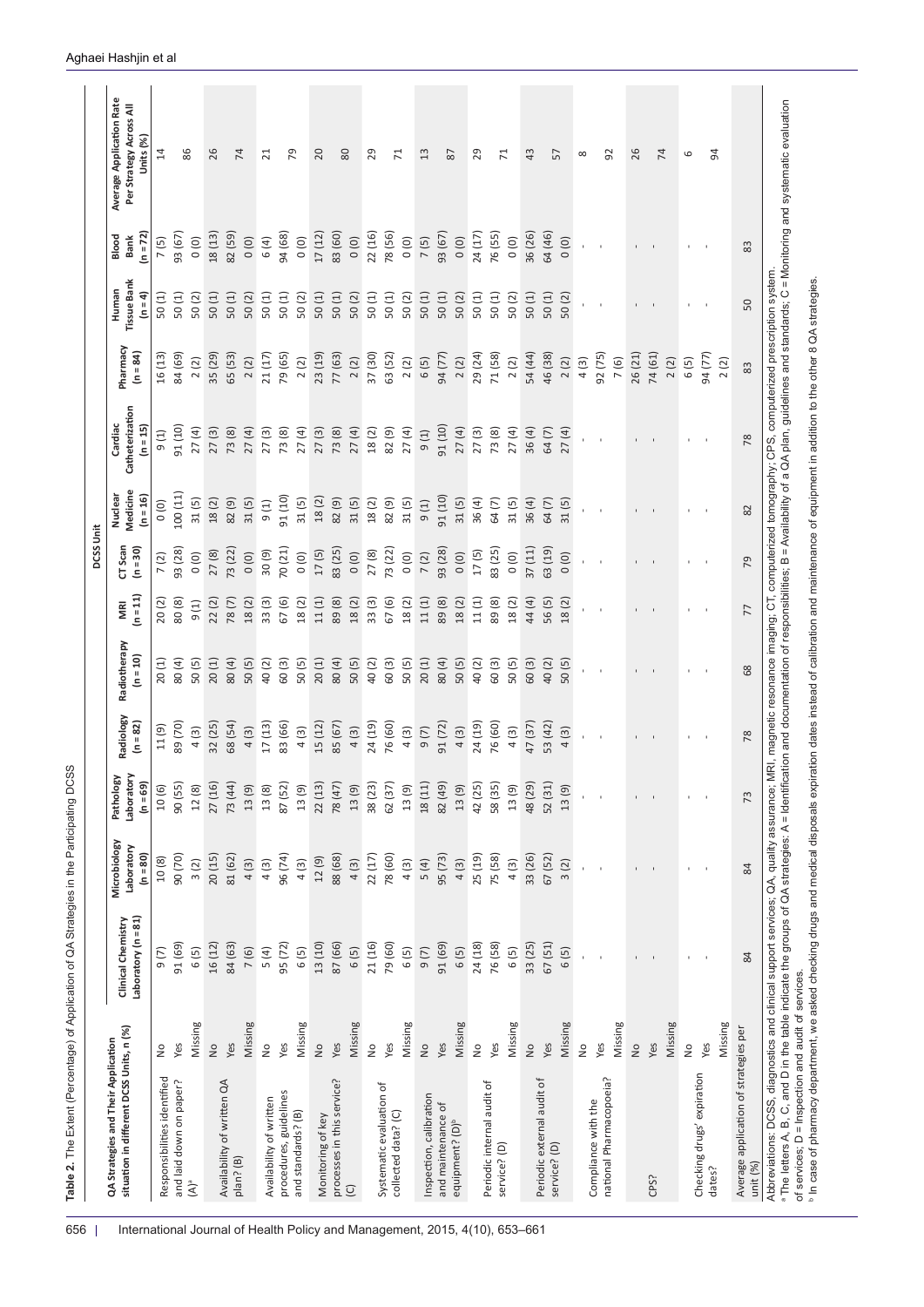**Table 2.** The Extent (Percentage) of Application of QA Strategies in the Participating DCSS

| QA Strategies and Their Application situation in different DCSS Units, n (%) | | DCSS Unit | | | | | | | | | | | | Average Application Rate Per Strategy Across All Units (%) |
|---|---|---|---|---|---|---|---|---|---|---|---|---|---|---|
| | | Clinical Chemistry Laboratory (n = 81) | Microbiology Laboratory (n = 80) | Pathology Laboratory (n = 69) | Radiology (n = 82) | Radiotherapy (n = 10) | MRI (n = 11) | CT Scan (n = 30) | Nuclear Medicine (n = 16) | Cardiac Catheterization (n = 15) | Pharmacy (n = 84) | Human Tissue Bank (n = 4) | Blood Bank (n = 72) | |
| Responsibilities identified and laid down on paper? (A)[a] | No | 9 (7) | 10 (8) | 10 (6) | 11 (9) | 20 (1) | 20 (2) | 7 (2) | 0 (0) | 9 (1) | 16 (13) | 50 (1) | 7 (5) | 14 |
| | Yes | 91 (69) | 90 (70) | 90 (55) | 89 (70) | 80 (4) | 80 (8) | 93 (28) | 100 (11) | 91 (10) | 84 (69) | 50 (1) | 93 (67) | 86 |
| | Missing | 6 (5) | 3 (2) | 12 (8) | 4 (3) | 50 (5) | 9 (1) | 0 (0) | 31 (5) | 27 (4) | 2 (2) | 50 (2) | 0 (0) | |
| Availability of written QA plan? (B) | No | 16 (12) | 20 (15) | 27 (16) | 32 (25) | 20 (1) | 22 (2) | 27 (8) | 18 (2) | 27 (3) | 35 (29) | 50 (1) | 18 (13) | 26 |
| | Yes | 84 (63) | 81 (62) | 73 (44) | 68 (54) | 80 (4) | 78 (7) | 73 (22) | 82 (9) | 73 (8) | 65 (53) | 50 (1) | 82 (59) | 74 |
| | Missing | 7 (6) | 4 (3) | 13 (9) | 4 (3) | 50 (5) | 18 (2) | 0 (0) | 31 (5) | 27 (4) | 2 (2) | 50 (2) | 0 (0) | |
| Availability of written procedures, guidelines and standards? (B) | No | 5 (4) | 4 (3) | 13 (8) | 17 (13) | 40 (2) | 33 (3) | 30 (9) | 9 (1) | 27 (3) | 21 (17) | 50 (1) | 6 (4) | 21 |
| | Yes | 95 (72) | 96 (74) | 87 (52) | 83 (66) | 60 (3) | 67 (6) | 70 (21) | 91 (10) | 73 (8) | 79 (65) | 50 (1) | 94 (68) | 79 |
| | Missing | 6 (5) | 4 (3) | 13 (9) | 4 (3) | 50 (5) | 18 (2) | 0 (0) | 31 (5) | 27 (4) | 2 (2) | 50 (2) | 0 (0) | |
| Monitoring of key processes in this service? (C) | No | 13 (10) | 12 (9) | 22 (13) | 15 (12) | 20 (1) | 11 (1) | 17 (5) | 18 (2) | 27 (3) | 23 (19) | 50 (1) | 17 (12) | 20 |
| | Yes | 87 (66) | 88 (68) | 78 (47) | 85 (67) | 80 (4) | 89 (8) | 83 (25) | 82 (9) | 73 (8) | 77 (63) | 50 (1) | 83 (60) | 80 |
| | Missing | 6 (5) | 4 (3) | 13 (9) | 4 (3) | 50 (5) | 18 (2) | 0 (0) | 31 (5) | 27 (4) | 2 (2) | 50 (2) | 0 (0) | |
| Systematic evaluation of collected data? (C) | No | 21 (16) | 22 (17) | 38 (23) | 24 (19) | 40 (2) | 33 (3) | 27 (8) | 18 (2) | 18 (2) | 37 (30) | 50 (1) | 22 (16) | 29 |
| | Yes | 79 (60) | 78 (60) | 62 (37) | 76 (60) | 60 (3) | 67 (6) | 73 (22) | 82 (9) | 82 (9) | 63 (52) | 50 (1) | 78 (56) | 71 |
| | Missing | 6 (5) | 4 (3) | 13 (9) | 4 (3) | 50 (5) | 18 (2) | 0 (0) | 31 (5) | 27 (4) | 2 (2) | 50 (2) | 0 (0) | |
| Inspection, calibration and maintenance of equipment? (D)[b] | No | 9 (7) | 5 (4) | 18 (11) | 9 (7) | 20 (1) | 11 (1) | 7 (2) | 9 (1) | 9 (1) | 6 (5) | 50 (1) | 7 (5) | 13 |
| | Yes | 91 (69) | 95 (73) | 82 (49) | 91 (72) | 80 (4) | 89 (8) | 93 (28) | 91 (10) | 91 (10) | 94 (77) | 50 (1) | 93 (67) | 87 |
| | Missing | 6 (5) | 4 (3) | 13 (9) | 4 (3) | 50 (5) | 18 (2) | 0 (0) | 31 (5) | 27 (4) | 2 (2) | 50 (2) | 0 (0) | |
| Periodic internal audit of service? (D) | No | 24 (18) | 25 (19) | 42 (25) | 24 (19) | 40 (2) | 11 (1) | 17 (5) | 36 (4) | 27 (3) | 29 (24) | 50 (1) | 24 (17) | 29 |
| | Yes | 76 (58) | 75 (58) | 58 (35) | 76 (60) | 60 (3) | 89 (8) | 83 (25) | 64 (7) | 73 (8) | 71 (58) | 50 (1) | 76 (55) | 71 |
| | Missing | 6 (5) | 4 (3) | 13 (9) | 4 (3) | 50 (5) | 18 (2) | 0 (0) | 31 (5) | 27 (4) | 2 (2) | 50 (2) | 0 (0) | |
| Periodic external audit of service? (D) | No | 33 (25) | 33 (26) | 48 (29) | 47 (37) | 60 (3) | 44 (4) | 37 (11) | 36 (4) | 36 (4) | 54 (44) | 50 (1) | 36 (26) | 43 |
| | Yes | 67 (51) | 67 (52) | 52 (31) | 53 (42) | 40 (2) | 56 (5) | 63 (19) | 64 (7) | 64 (7) | 46 (38) | 50 (1) | 64 (46) | 57 |
| | Missing | 6 (5) | 3 (2) | 13 (9) | 4 (3) | 50 (5) | 18 (2) | 0 (0) | 31 (5) | 27 (4) | 2 (2) | 50 (2) | 0 (0) | |
| Compliance with the national Pharmacopoeia? | No | - | - | - | - | - | - | - | - | - | 4 (3) | - | - | 8 |
| | Yes | - | - | - | - | - | - | - | - | - | 92 (75) | - | - | 92 |
| | Missing | | | | | | | | | | 7 (6) | | | |
| CPS? | No | - | - | - | - | - | - | - | - | - | 26 (21) | - | - | 26 |
| | Yes | - | - | - | - | - | - | - | - | - | 74 (61) | - | - | 74 |
| | Missing | | | | | | | | | | 2 (2) | | | |
| Checking drugs' expiration dates? | No | - | - | - | - | - | - | - | - | - | 6 (5) | - | - | 6 |
| | Yes | - | - | - | - | - | - | - | - | - | 94 (77) | - | - | 94 |
| | Missing | | | | | | | | | | 2 (2) | | | |
| Average application of strategies per unit (%) | | 84 | 84 | 73 | 78 | 68 | 77 | 79 | 82 | 78 | 83 | 50 | 83 | |

Abbreviations: DCSS, diagnostics and clinical support services; QA, quality assurance; MRI, magnetic resonance imaging; CT, computerized tomography; CPS, computerized prescription system.

[a] The letters A, B, C, and D in the table indicate the groups of QA strategies: A = Identification and documentation of responsibilities; B = Availability of a QA plan, guidelines and standards; C = Monitoring and systematic evaluation of services; D = Inspection and audit of services.

[b] In case of pharmacy department, we asked checking drugs and medical disposals expiration dates instead of calibration and maintenance of equipment in addition to the other 8 QA strategies.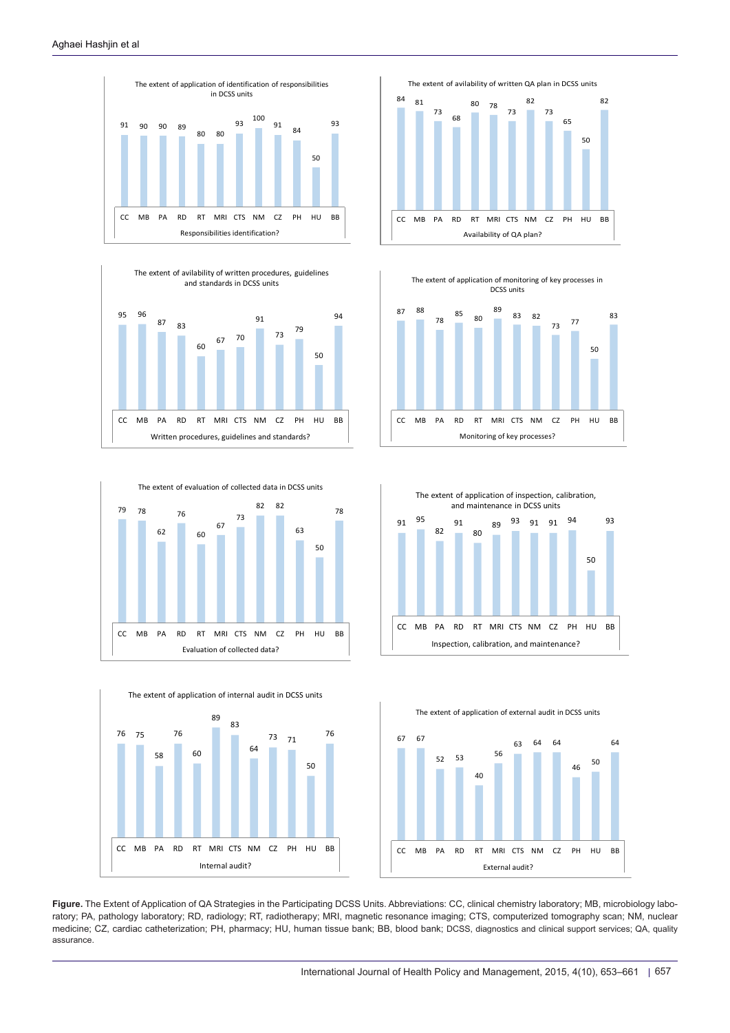The extent of application of identification of responsibilities in DCSS units

| CC | MB | PA | RD | RT | MRI | CTS | NM | CZ | PH | HU | BB |
|---|---|---|---|---|---|---|---|---|---|---|---|
| 91 | 90 | 90 | 89 | 80 | 80 | 93 | 100 | 91 | 84 | 50 | 93 |

Responsibilities identification?

The extent of avilability of written QA plan in DCSS units

| CC | MB | PA | RD | RT | MRI | CTS | NM | CZ | PH | HU | BB |
|---|---|---|---|---|---|---|---|---|---|---|---|
| 84 | 81 | 73 | 68 | 80 | 78 | 73 | 82 | 73 | 65 | 50 | 82 |

Availability of QA plan?

The extent of avilability of written procedures, guidelines and standards in DCSS units

| CC | MB | PA | RD | RT | MRI | CTS | NM | CZ | PH | HU | BB |
|---|---|---|---|---|---|---|---|---|---|---|---|
| 95 | 96 | 87 | 83 | 60 | 67 | 70 | 91 | 73 | 79 | 50 | 94 |

Written procedures, guidelines and standards?

The extent of application of monitoring of key processes in DCSS units

| CC | MB | PA | RD | RT | MRI | CTS | NM | CZ | PH | HU | BB |
|---|---|---|---|---|---|---|---|---|---|---|---|
| 87 | 88 | 78 | 85 | 80 | 89 | 83 | 82 | 73 | 77 | 50 | 83 |

Monitoring of key processes?

The extent of evaluation of collected data in DCSS units

| CC | MB | PA | RD | RT | MRI | CTS | NM | CZ | PH | HU | BB |
|---|---|---|---|---|---|---|---|---|---|---|---|
| 79 | 78 | 62 | 76 | 60 | 67 | 73 | 82 | 82 | 63 | 50 | 78 |

Evaluation of collected data?

The extent of application of inspection, calibration, and maintenance in DCSS units

| CC | MB | PA | RD | RT | MRI | CTS | NM | CZ | PH | HU | BB |
|---|---|---|---|---|---|---|---|---|---|---|---|
| 91 | 95 | 82 | 91 | 80 | 89 | 93 | 91 | 91 | 94 | 50 | 93 |

Inspection, calibration, and maintenance?

The extent of application of internal audit in DCSS units

| CC | MB | PA | RD | RT | MRI | CTS | NM | CZ | PH | HU | BB |
|---|---|---|---|---|---|---|---|---|---|---|---|
| 76 | 75 | 58 | 76 | 60 | 89 | 83 | 64 | 73 | 71 | 50 | 76 |

Internal audit?

The extent of application of external audit in DCSS units

| CC | MB | PA | RD | RT | MRI | CTS | NM | CZ | PH | HU | BB |
|---|---|---|---|---|---|---|---|---|---|---|---|
| 67 | 67 | 52 | 53 | 40 | 56 | 63 | 64 | 64 | 46 | 50 | 64 |

External audit?

**Figure.** The Extent of Application of QA Strategies in the Participating DCSS Units. Abbreviations: CC, clinical chemistry laboratory; MB, microbiology laboratory; PA, pathology laboratory; RD, radiology; RT, radiotherapy; MRI, magnetic resonance imaging; CTS, computerized tomography scan; NM, nuclear medicine; CZ, cardiac catheterization; PH, pharmacy; HU, human tissue bank; BB, blood bank; DCSS, diagnostics and clinical support services; QA, quality assurance.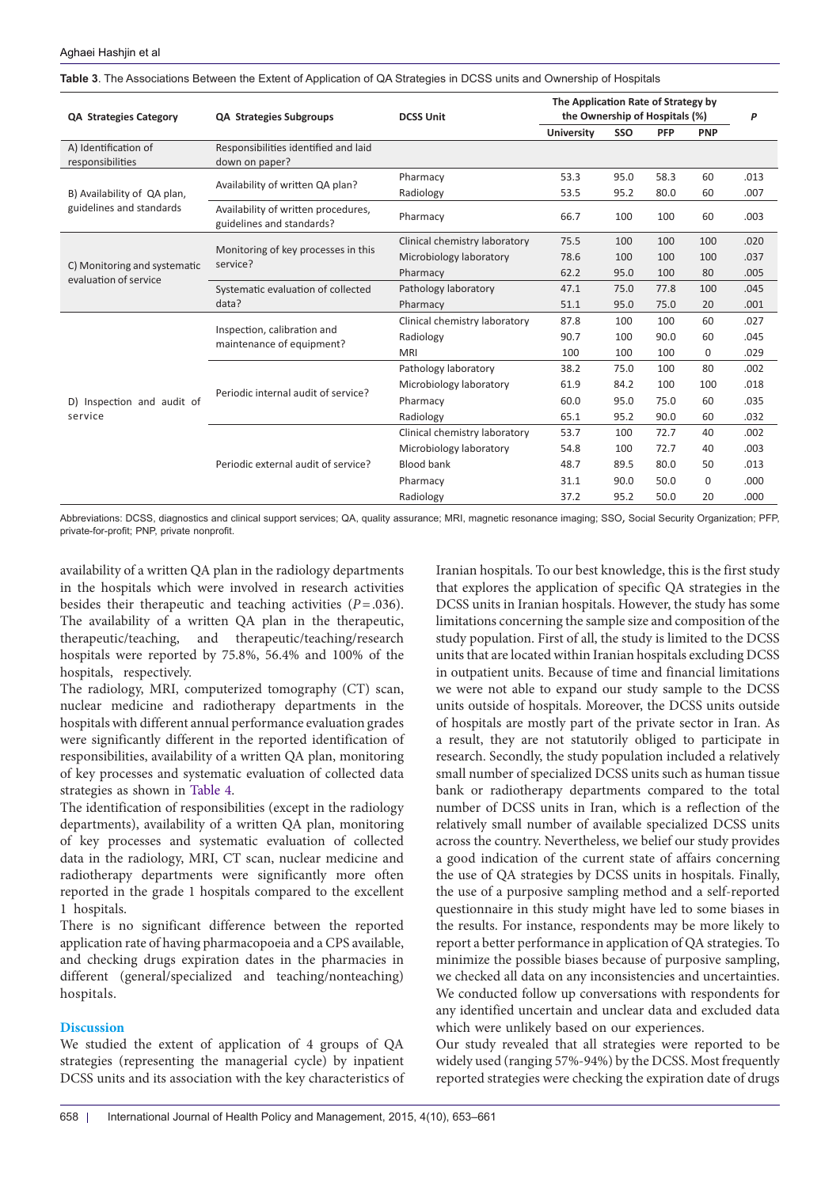**Table 3**. The Associations Between the Extent of Application of QA Strategies in DCSS units and Ownership of Hospitals

| QA Strategies Category | QA Strategies Subgroups | DCSS Unit | The Application Rate of Strategy by the Ownership of Hospitals (%) | | | | P |
|---|---|---|---|---|---|---|---|
| | | | University | SSO | PFP | PNP | |
| A) Identification of responsibilities | Responsibilities identified and laid down on paper? | | | | | | |
| B) Availability of QA plan, guidelines and standards | Availability of written QA plan? | Pharmacy | 53.3 | 95.0 | 58.3 | 60 | .013 |
| | | Radiology | 53.5 | 95.2 | 80.0 | 60 | .007 |
| | Availability of written procedures, guidelines and standards? | Pharmacy | 66.7 | 100 | 100 | 60 | .003 |
| C) Monitoring and systematic evaluation of service | Monitoring of key processes in this service? | Clinical chemistry laboratory | 75.5 | 100 | 100 | 100 | .020 |
| | | Microbiology laboratory | 78.6 | 100 | 100 | 100 | .037 |
| | | Pharmacy | 62.2 | 95.0 | 100 | 80 | .005 |
| | Systematic evaluation of collected data? | Pathology laboratory | 47.1 | 75.0 | 77.8 | 100 | .045 |
| | | Pharmacy | 51.1 | 95.0 | 75.0 | 20 | .001 |
| D) Inspection and audit of service | Inspection, calibration and maintenance of equipment? | Clinical chemistry laboratory | 87.8 | 100 | 100 | 60 | .027 |
| | | Radiology | 90.7 | 100 | 90.0 | 60 | .045 |
| | | MRI | 100 | 100 | 100 | 0 | .029 |
| | Periodic internal audit of service? | Pathology laboratory | 38.2 | 75.0 | 100 | 80 | .002 |
| | | Microbiology laboratory | 61.9 | 84.2 | 100 | 100 | .018 |
| | | Pharmacy | 60.0 | 95.0 | 75.0 | 60 | .035 |
| | | Radiology | 65.1 | 95.2 | 90.0 | 60 | .032 |
| | Periodic external audit of service? | Clinical chemistry laboratory | 53.7 | 100 | 72.7 | 40 | .002 |
| | | Microbiology laboratory | 54.8 | 100 | 72.7 | 40 | .003 |
| | | Blood bank | 48.7 | 89.5 | 80.0 | 50 | .013 |
| | | Pharmacy | 31.1 | 90.0 | 50.0 | 0 | .000 |
| | | Radiology | 37.2 | 95.2 | 50.0 | 20 | .000 |

Abbreviations: DCSS, diagnostics and clinical support services; QA, quality assurance; MRI, magnetic resonance imaging; SSO, Social Security Organization; PFP, private-for-profit; PNP, private nonprofit.

availability of a written QA plan in the radiology departments in the hospitals which were involved in research activities besides their therapeutic and teaching activities ($P=.036$). The availability of a written QA plan in the therapeutic, therapeutic/teaching, and therapeutic/teaching/research hospitals were reported by 75.8%, 56.4% and 100% of the hospitals, respectively.

The radiology, MRI, computerized tomography (CT) scan, nuclear medicine and radiotherapy departments in the hospitals with different annual performance evaluation grades were significantly different in the reported identification of responsibilities, availability of a written QA plan, monitoring of key processes and systematic evaluation of collected data strategies as shown in Table 4.

The identification of responsibilities (except in the radiology departments), availability of a written QA plan, monitoring of key processes and systematic evaluation of collected data in the radiology, MRI, CT scan, nuclear medicine and radiotherapy departments were significantly more often reported in the grade 1 hospitals compared to the excellent 1 hospitals.

There is no significant difference between the reported application rate of having pharmacopoeia and a CPS available, and checking drugs expiration dates in the pharmacies in different (general/specialized and teaching/nonteaching) hospitals.

## Discussion

We studied the extent of application of 4 groups of QA strategies (representing the managerial cycle) by inpatient DCSS units and its association with the key characteristics of Iranian hospitals. To our best knowledge, this is the first study that explores the application of specific QA strategies in the DCSS units in Iranian hospitals. However, the study has some limitations concerning the sample size and composition of the study population. First of all, the study is limited to the DCSS units that are located within Iranian hospitals excluding DCSS in outpatient units. Because of time and financial limitations we were not able to expand our study sample to the DCSS units outside of hospitals. Moreover, the DCSS units outside of hospitals are mostly part of the private sector in Iran. As a result, they are not statutorily obliged to participate in research. Secondly, the study population included a relatively small number of specialized DCSS units such as human tissue bank or radiotherapy departments compared to the total number of DCSS units in Iran, which is a reflection of the relatively small number of available specialized DCSS units across the country. Nevertheless, we belief our study provides a good indication of the current state of affairs concerning the use of QA strategies by DCSS units in hospitals. Finally, the use of a purposive sampling method and a self-reported questionnaire in this study might have led to some biases in the results. For instance, respondents may be more likely to report a better performance in application of QA strategies. To minimize the possible biases because of purposive sampling, we checked all data on any inconsistencies and uncertainties. We conducted follow up conversations with respondents for any identified uncertain and unclear data and excluded data which were unlikely based on our experiences.

Our study revealed that all strategies were reported to be widely used (ranging 57%-94%) by the DCSS. Most frequently reported strategies were checking the expiration date of drugs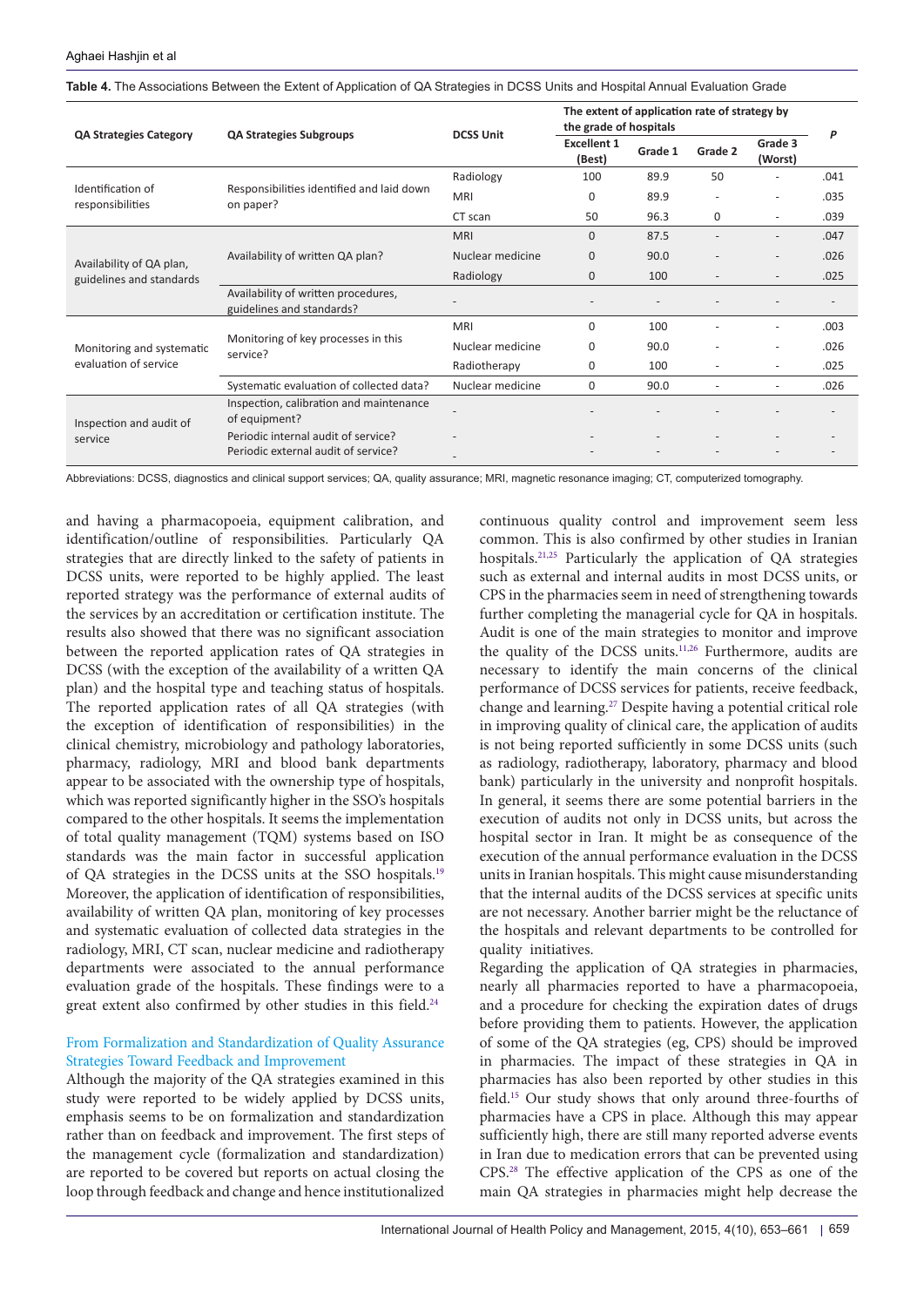**Table 4.** The Associations Between the Extent of Application of QA Strategies in DCSS Units and Hospital Annual Evaluation Grade

| QA Strategies Category | QA Strategies Subgroups | DCSS Unit | The extent of application rate of strategy by the grade of hospitals | | | | P |
|---|---|---|---|---|---|---|---|
| | | | Excellent 1 (Best) | Grade 1 | Grade 2 | Grade 3 (Worst) | |
| Identification of responsibilities | Responsibilities identified and laid down on paper? | Radiology | 100 | 89.9 | 50 | - | .041 |
| | | MRI | 0 | 89.9 | - | - | .035 |
| | | CT scan | 50 | 96.3 | 0 | - | .039 |
| Availability of QA plan, guidelines and standards | Availability of written QA plan? | MRI | 0 | 87.5 | - | - | .047 |
| | | Nuclear medicine | 0 | 90.0 | - | - | .026 |
| | | Radiology | 0 | 100 | - | - | .025 |
| | Availability of written procedures, guidelines and standards? | - | - | - | - | - | - |
| Monitoring and systematic evaluation of service | Monitoring of key processes in this service? | MRI | 0 | 100 | - | - | .003 |
| | | Nuclear medicine | 0 | 90.0 | - | - | .026 |
| | | Radiotherapy | 0 | 100 | - | - | .025 |
| | Systematic evaluation of collected data? | Nuclear medicine | 0 | 90.0 | - | - | .026 |
| Inspection and audit of service | Inspection, calibration and maintenance of equipment? | - | - | - | - | - | - |
| | Periodic internal audit of service? | - | - | - | - | - | - |
| | Periodic external audit of service? | - | - | - | - | - | - |

Abbreviations: DCSS, diagnostics and clinical support services; QA, quality assurance; MRI, magnetic resonance imaging; CT, computerized tomography.

and having a pharmacopoeia, equipment calibration, and identification/outline of responsibilities. Particularly QA strategies that are directly linked to the safety of patients in DCSS units, were reported to be highly applied. The least reported strategy was the performance of external audits of the services by an accreditation or certification institute. The results also showed that there was no significant association between the reported application rates of QA strategies in DCSS (with the exception of the availability of a written QA plan) and the hospital type and teaching status of hospitals. The reported application rates of all QA strategies (with the exception of identification of responsibilities) in the clinical chemistry, microbiology and pathology laboratories, pharmacy, radiology, MRI and blood bank departments appear to be associated with the ownership type of hospitals, which was reported significantly higher in the SSO's hospitals compared to the other hospitals. It seems the implementation of total quality management (TQM) systems based on ISO standards was the main factor in successful application of QA strategies in the DCSS units at the SSO hospitals.[19] Moreover, the application of identification of responsibilities, availability of written QA plan, monitoring of key processes and systematic evaluation of collected data strategies in the radiology, MRI, CT scan, nuclear medicine and radiotherapy departments were associated to the annual performance evaluation grade of the hospitals. These findings were to a great extent also confirmed by other studies in this field.[24]

### From Formalization and Standardization of Quality Assurance Strategies Toward Feedback and Improvement

Although the majority of the QA strategies examined in this study were reported to be widely applied by DCSS units, emphasis seems to be on formalization and standardization rather than on feedback and improvement. The first steps of the management cycle (formalization and standardization) are reported to be covered but reports on actual closing the loop through feedback and change and hence institutionalized continuous quality control and improvement seem less common. This is also confirmed by other studies in Iranian hospitals.[21,25] Particularly the application of QA strategies such as external and internal audits in most DCSS units, or CPS in the pharmacies seem in need of strengthening towards further completing the managerial cycle for QA in hospitals. Audit is one of the main strategies to monitor and improve the quality of the DCSS units.[11,26] Furthermore, audits are necessary to identify the main concerns of the clinical performance of DCSS services for patients, receive feedback, change and learning.[27] Despite having a potential critical role in improving quality of clinical care, the application of audits is not being reported sufficiently in some DCSS units (such as radiology, radiotherapy, laboratory, pharmacy and blood bank) particularly in the university and nonprofit hospitals. In general, it seems there are some potential barriers in the execution of audits not only in DCSS units, but across the hospital sector in Iran. It might be as consequence of the execution of the annual performance evaluation in the DCSS units in Iranian hospitals. This might cause misunderstanding that the internal audits of the DCSS services at specific units are not necessary. Another barrier might be the reluctance of the hospitals and relevant departments to be controlled for quality initiatives.

Regarding the application of QA strategies in pharmacies, nearly all pharmacies reported to have a pharmacopoeia, and a procedure for checking the expiration dates of drugs before providing them to patients. However, the application of some of the QA strategies (eg, CPS) should be improved in pharmacies. The impact of these strategies in QA in pharmacies has also been reported by other studies in this field.[15] Our study shows that only around three-fourths of pharmacies have a CPS in place. Although this may appear sufficiently high, there are still many reported adverse events in Iran due to medication errors that can be prevented using CPS.[28] The effective application of the CPS as one of the main QA strategies in pharmacies might help decrease the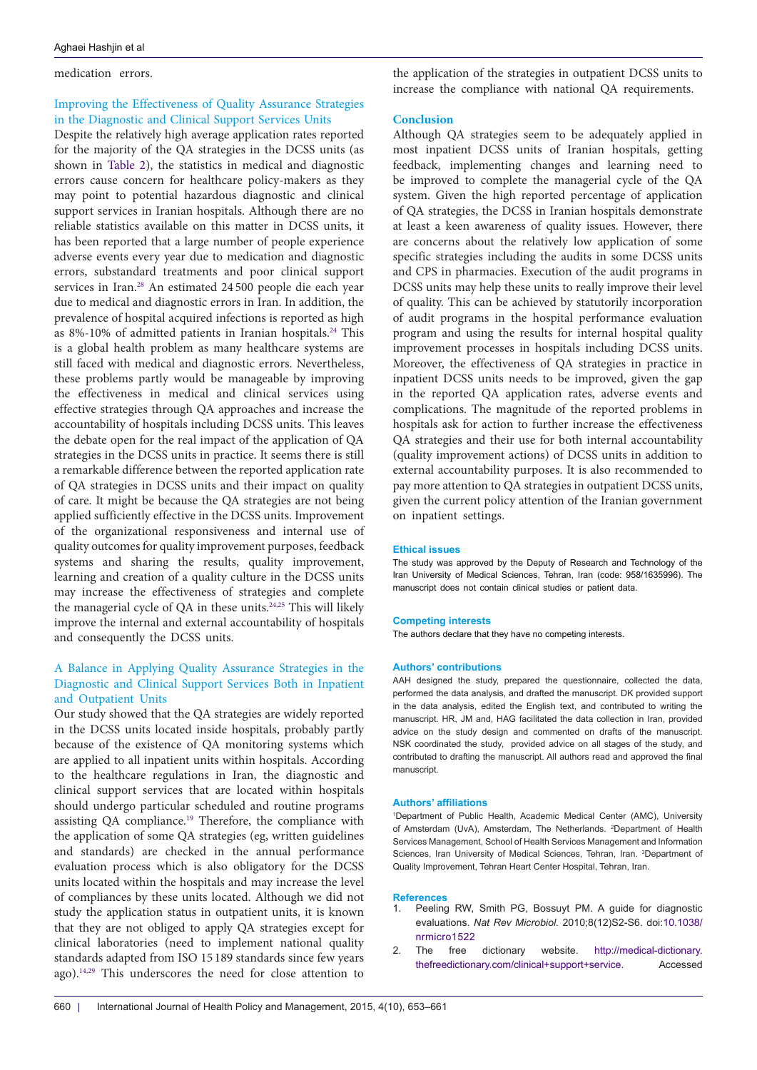medication errors.

### Improving the Effectiveness of Quality Assurance Strategies in the Diagnostic and Clinical Support Services Units

Despite the relatively high average application rates reported for the majority of the QA strategies in the DCSS units (as shown in Table 2), the statistics in medical and diagnostic errors cause concern for healthcare policy-makers as they may point to potential hazardous diagnostic and clinical support services in Iranian hospitals. Although there are no reliable statistics available on this matter in DCSS units, it has been reported that a large number of people experience adverse events every year due to medication and diagnostic errors, substandard treatments and poor clinical support services in Iran.[28] An estimated 24 500 people die each year due to medical and diagnostic errors in Iran. In addition, the prevalence of hospital acquired infections is reported as high as 8%-10% of admitted patients in Iranian hospitals.[24] This is a global health problem as many healthcare systems are still faced with medical and diagnostic errors. Nevertheless, these problems partly would be manageable by improving the effectiveness in medical and clinical services using effective strategies through QA approaches and increase the accountability of hospitals including DCSS units. This leaves the debate open for the real impact of the application of QA strategies in the DCSS units in practice. It seems there is still a remarkable difference between the reported application rate of QA strategies in DCSS units and their impact on quality of care. It might be because the QA strategies are not being applied sufficiently effective in the DCSS units. Improvement of the organizational responsiveness and internal use of quality outcomes for quality improvement purposes, feedback systems and sharing the results, quality improvement, learning and creation of a quality culture in the DCSS units may increase the effectiveness of strategies and complete the managerial cycle of QA in these units.[24,25] This will likely improve the internal and external accountability of hospitals and consequently the DCSS units.

### A Balance in Applying Quality Assurance Strategies in the Diagnostic and Clinical Support Services Both in Inpatient and Outpatient Units

Our study showed that the QA strategies are widely reported in the DCSS units located inside hospitals, probably partly because of the existence of QA monitoring systems which are applied to all inpatient units within hospitals. According to the healthcare regulations in Iran, the diagnostic and clinical support services that are located within hospitals should undergo particular scheduled and routine programs assisting QA compliance.[19] Therefore, the compliance with the application of some QA strategies (eg, written guidelines and standards) are checked in the annual performance evaluation process which is also obligatory for the DCSS units located within the hospitals and may increase the level of compliances by these units located. Although we did not study the application status in outpatient units, it is known that they are not obliged to apply QA strategies except for clinical laboratories (need to implement national quality standards adapted from ISO 15189 standards since few years ago).[14,29] This underscores the need for close attention to the application of the strategies in outpatient DCSS units to increase the compliance with national QA requirements.

## Conclusion

Although QA strategies seem to be adequately applied in most inpatient DCSS units of Iranian hospitals, getting feedback, implementing changes and learning need to be improved to complete the managerial cycle of the QA system. Given the high reported percentage of application of QA strategies, the DCSS in Iranian hospitals demonstrate at least a keen awareness of quality issues. However, there are concerns about the relatively low application of some specific strategies including the audits in some DCSS units and CPS in pharmacies. Execution of the audit programs in DCSS units may help these units to really improve their level of quality. This can be achieved by statutorily incorporation of audit programs in the hospital performance evaluation program and using the results for internal hospital quality improvement processes in hospitals including DCSS units. Moreover, the effectiveness of QA strategies in practice in inpatient DCSS units needs to be improved, given the gap in the reported QA application rates, adverse events and complications. The magnitude of the reported problems in hospitals ask for action to further increase the effectiveness QA strategies and their use for both internal accountability (quality improvement actions) of DCSS units in addition to external accountability purposes. It is also recommended to pay more attention to QA strategies in outpatient DCSS units, given the current policy attention of the Iranian government on inpatient settings.

#### Ethical issues

The study was approved by the Deputy of Research and Technology of the Iran University of Medical Sciences, Tehran, Iran (code: 958/1635996). The manuscript does not contain clinical studies or patient data.

#### Competing interests

The authors declare that they have no competing interests.

#### Authors' contributions

AAH designed the study, prepared the questionnaire, collected the data, performed the data analysis, and drafted the manuscript. DK provided support in the data analysis, edited the English text, and contributed to writing the manuscript. HR, JM and, HAG facilitated the data collection in Iran, provided advice on the study design and commented on drafts of the manuscript. NSK coordinated the study, provided advice on all stages of the study, and contributed to drafting the manuscript. All authors read and approved the final manuscript.

#### Authors' affiliations

[1]Department of Public Health, Academic Medical Center (AMC), University of Amsterdam (UvA), Amsterdam, The Netherlands. [2]Department of Health Services Management, School of Health Services Management and Information Sciences, Iran University of Medical Sciences, Tehran, Iran. [3]Department of Quality Improvement, Tehran Heart Center Hospital, Tehran, Iran.

#### References

1. Peeling RW, Smith PG, Bossuyt PM. A guide for diagnostic evaluations. *Nat Rev Microbiol.* 2010;8(12)S2-S6. doi:10.1038/nrmicro1522
2. The free dictionary website. http://medical-dictionary.thefreedictionary.com/clinical+support+service. Accessed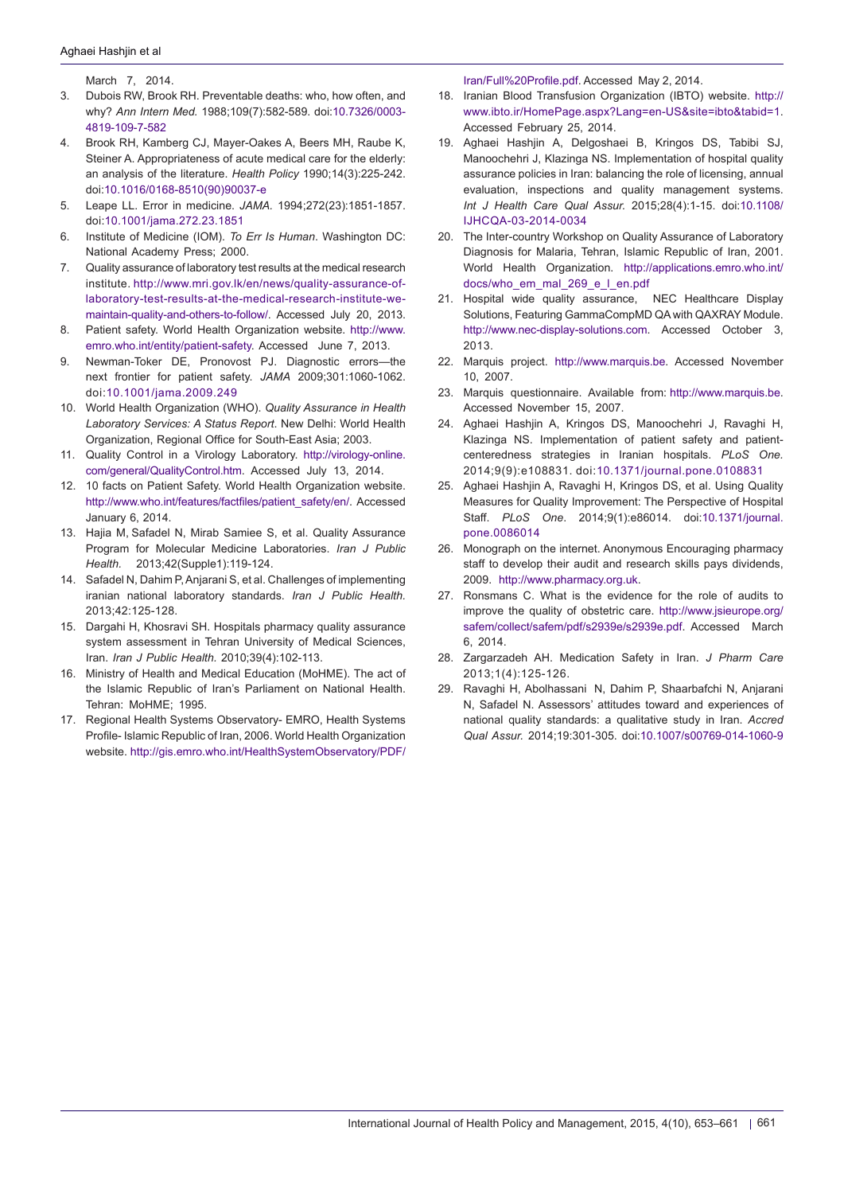March 7, 2014.

3. Dubois RW, Brook RH. Preventable deaths: who, how often, and why? *Ann Intern Med.* 1988;109(7):582-589. doi:10.7326/0003-4819-109-7-582
4. Brook RH, Kamberg CJ, Mayer-Oakes A, Beers MH, Raube K, Steiner A. Appropriateness of acute medical care for the elderly: an analysis of the literature. *Health Policy* 1990;14(3):225-242. doi:10.1016/0168-8510(90)90037-e
5. Leape LL. Error in medicine. *JAMA.* 1994;272(23):1851-1857. doi:10.1001/jama.272.23.1851
6. Institute of Medicine (IOM). *To Err Is Human*. Washington DC: National Academy Press; 2000.
7. Quality assurance of laboratory test results at the medical research institute. http://www.mri.gov.lk/en/news/quality-assurance-of-laboratory-test-results-at-the-medical-research-institute-we-maintain-quality-and-others-to-follow/. Accessed July 20, 2013.
8. Patient safety. World Health Organization website. http://www.emro.who.int/entity/patient-safety. Accessed June 7, 2013.
9. Newman-Toker DE, Pronovost PJ. Diagnostic errors—the next frontier for patient safety. *JAMA* 2009;301:1060-1062. doi:10.1001/jama.2009.249
10. World Health Organization (WHO). *Quality Assurance in Health Laboratory Services: A Status Report*. New Delhi: World Health Organization, Regional Office for South-East Asia; 2003.
11. Quality Control in a Virology Laboratory. http://virology-online.com/general/QualityControl.htm. Accessed July 13, 2014.
12. 10 facts on Patient Safety. World Health Organization website. http://www.who.int/features/factfiles/patient_safety/en/. Accessed January 6, 2014.
13. Hajia M, Safadel N, Mirab Samiee S, et al. Quality Assurance Program for Molecular Medicine Laboratories. *Iran J Public Health.* 2013;42(Supple1):119-124.
14. Safadel N, Dahim P, Anjarani S, et al. Challenges of implementing iranian national laboratory standards. *Iran J Public Health.* 2013;42:125-128.
15. Dargahi H, Khosravi SH. Hospitals pharmacy quality assurance system assessment in Tehran University of Medical Sciences, Iran. *Iran J Public Health.* 2010;39(4):102-113.
16. Ministry of Health and Medical Education (MoHME). The act of the Islamic Republic of Iran's Parliament on National Health. Tehran: MoHME; 1995.
17. Regional Health Systems Observatory- EMRO, Health Systems Profile- Islamic Republic of Iran, 2006. World Health Organization website. http://gis.emro.who.int/HealthSystemObservatory/PDF/Iran/Full%20Profile.pdf. Accessed May 2, 2014.
18. Iranian Blood Transfusion Organization (IBTO) website. http://www.ibto.ir/HomePage.aspx?Lang=en-US&site=ibto&tabid=1. Accessed February 25, 2014.
19. Aghaei Hashjin A, Delgoshaei B, Kringos DS, Tabibi SJ, Manoochehri J, Klazinga NS. Implementation of hospital quality assurance policies in Iran: balancing the role of licensing, annual evaluation, inspections and quality management systems. *Int J Health Care Qual Assur.* 2015;28(4):1-15. doi:10.1108/IJHCQA-03-2014-0034
20. The Inter-country Workshop on Quality Assurance of Laboratory Diagnosis for Malaria, Tehran, Islamic Republic of Iran, 2001. World Health Organization. http://applications.emro.who.int/docs/who_em_mal_269_e_l_en.pdf
21. Hospital wide quality assurance, NEC Healthcare Display Solutions, Featuring GammaCompMD QA with QAXRAY Module. http://www.nec-display-solutions.com. Accessed October 3, 2013.
22. Marquis project. http://www.marquis.be. Accessed November 10, 2007.
23. Marquis questionnaire. Available from: http://www.marquis.be. Accessed November 15, 2007.
24. Aghaei Hashjin A, Kringos DS, Manoochehri J, Ravaghi H, Klazinga NS. Implementation of patient safety and patient-centeredness strategies in Iranian hospitals. *PLoS One.* 2014;9(9):e108831. doi:10.1371/journal.pone.0108831
25. Aghaei Hashjin A, Ravaghi H, Kringos DS, et al. Using Quality Measures for Quality Improvement: The Perspective of Hospital Staff. *PLoS One*. 2014;9(1):e86014. doi:10.1371/journal.pone.0086014
26. Monograph on the internet. Anonymous Encouraging pharmacy staff to develop their audit and research skills pays dividends, 2009. http://www.pharmacy.org.uk.
27. Ronsmans C. What is the evidence for the role of audits to improve the quality of obstetric care. http://www.jsieurope.org/safem/collect/safem/pdf/s2939e/s2939e.pdf. Accessed March 6, 2014.
28. Zargarzadeh AH. Medication Safety in Iran. *J Pharm Care* 2013;1(4):125-126.
29. Ravaghi H, Abolhassani N, Dahim P, Shaarbafchi N, Anjarani N, Safadel N. Assessors' attitudes toward and experiences of national quality standards: a qualitative study in Iran. *Accred Qual Assur.* 2014;19:301-305. doi:10.1007/s00769-014-1060-9